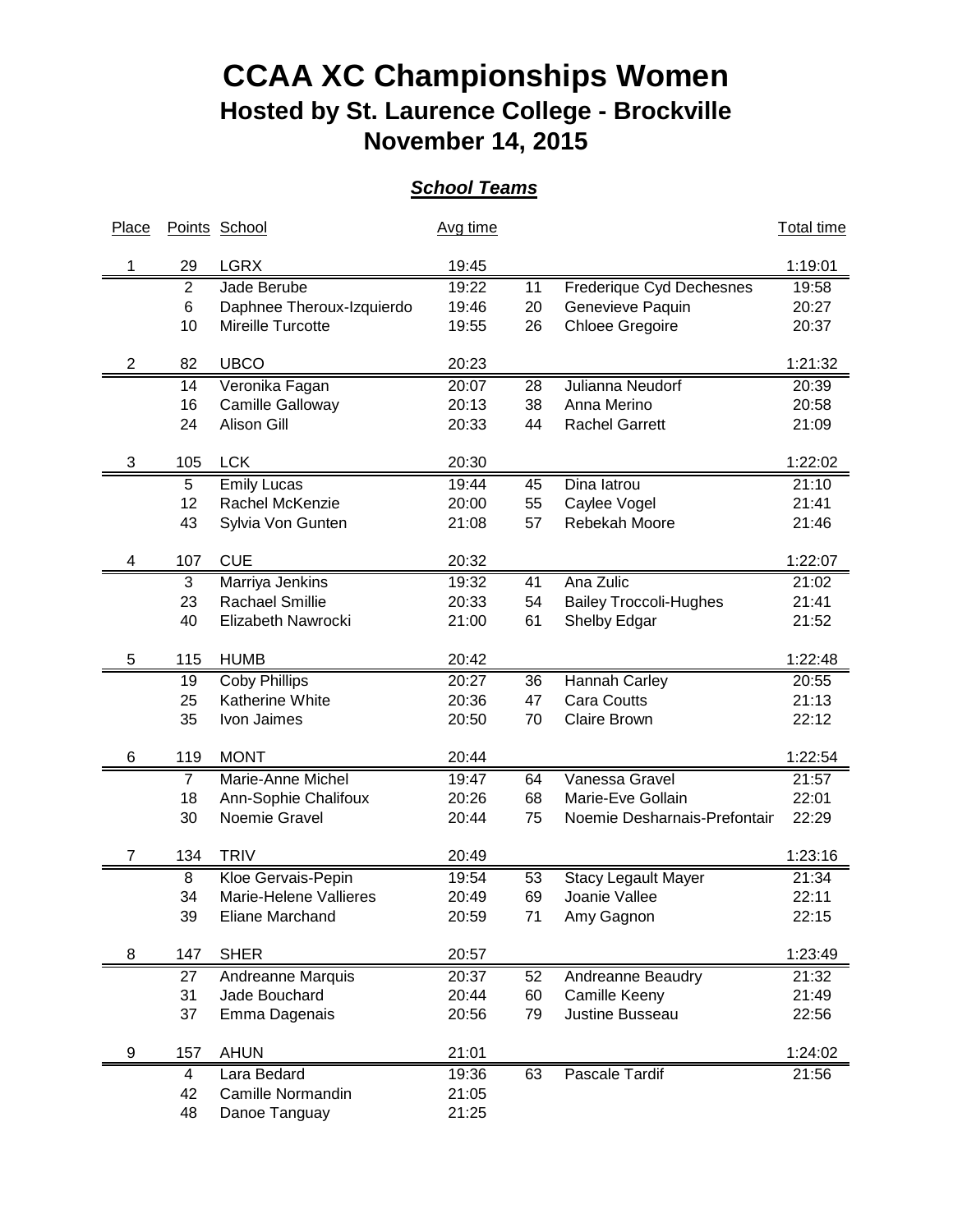# CCAA XC Championships Women
## Hosted by St. Laurence College - Brockville
## November 14, 2015

### ***School Teams***

| Place | Points | School | Avg time | | | Total time |
|---|---|---|---|---|---|---|
| 1 | 29 | LGRX | 19:45 | | | 1:19:01 |
| | 2 | Jade Berube | 19:22 | 11 | Frederique Cyd Dechesnes | 19:58 |
| | 6 | Daphnee Theroux-Izquierdo | 19:46 | 20 | Genevieve Paquin | 20:27 |
| | 10 | Mireille Turcotte | 19:55 | 26 | Chloee Gregoire | 20:37 |
| 2 | 82 | UBCO | 20:23 | | | 1:21:32 |
| | 14 | Veronika Fagan | 20:07 | 28 | Julianna Neudorf | 20:39 |
| | 16 | Camille Galloway | 20:13 | 38 | Anna Merino | 20:58 |
| | 24 | Alison Gill | 20:33 | 44 | Rachel Garrett | 21:09 |
| 3 | 105 | LCK | 20:30 | | | 1:22:02 |
| | 5 | Emily Lucas | 19:44 | 45 | Dina Iatrou | 21:10 |
| | 12 | Rachel McKenzie | 20:00 | 55 | Caylee Vogel | 21:41 |
| | 43 | Sylvia Von Gunten | 21:08 | 57 | Rebekah Moore | 21:46 |
| 4 | 107 | CUE | 20:32 | | | 1:22:07 |
| | 3 | Marriya Jenkins | 19:32 | 41 | Ana Zulic | 21:02 |
| | 23 | Rachael Smillie | 20:33 | 54 | Bailey Troccoli-Hughes | 21:41 |
| | 40 | Elizabeth Nawrocki | 21:00 | 61 | Shelby Edgar | 21:52 |
| 5 | 115 | HUMB | 20:42 | | | 1:22:48 |
| | 19 | Coby Phillips | 20:27 | 36 | Hannah Carley | 20:55 |
| | 25 | Katherine White | 20:36 | 47 | Cara Coutts | 21:13 |
| | 35 | Ivon Jaimes | 20:50 | 70 | Claire Brown | 22:12 |
| 6 | 119 | MONT | 20:44 | | | 1:22:54 |
| | 7 | Marie-Anne Michel | 19:47 | 64 | Vanessa Gravel | 21:57 |
| | 18 | Ann-Sophie Chalifoux | 20:26 | 68 | Marie-Eve Gollain | 22:01 |
| | 30 | Noemie Gravel | 20:44 | 75 | Noemie Desharnais-Prefontair | 22:29 |
| 7 | 134 | TRIV | 20:49 | | | 1:23:16 |
| | 8 | Kloe Gervais-Pepin | 19:54 | 53 | Stacy Legault Mayer | 21:34 |
| | 34 | Marie-Helene Vallieres | 20:49 | 69 | Joanie Vallee | 22:11 |
| | 39 | Eliane Marchand | 20:59 | 71 | Amy Gagnon | 22:15 |
| 8 | 147 | SHER | 20:57 | | | 1:23:49 |
| | 27 | Andreanne Marquis | 20:37 | 52 | Andreanne Beaudry | 21:32 |
| | 31 | Jade Bouchard | 20:44 | 60 | Camille Keeny | 21:49 |
| | 37 | Emma Dagenais | 20:56 | 79 | Justine Busseau | 22:56 |
| 9 | 157 | AHUN | 21:01 | | | 1:24:02 |
| | 4 | Lara Bedard | 19:36 | 63 | Pascale Tardif | 21:56 |
| | 42 | Camille Normandin | 21:05 | | | |
| | 48 | Danoe Tanguay | 21:25 | | | |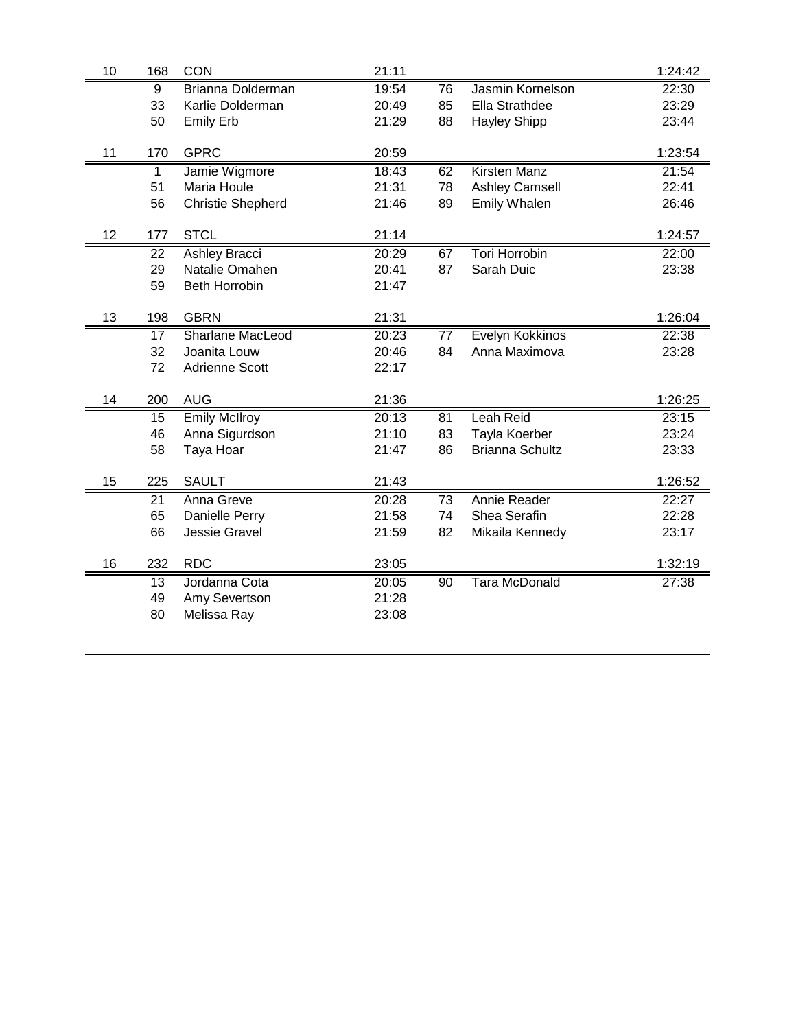| | | | | | | |
|---|---|---|---|---|---|---|
| 10 | 168 | CON | 21:11 | | | 1:24:42 |
| | 9 | Brianna Dolderman | 19:54 | 76 | Jasmin Kornelson | 22:30 |
| | 33 | Karlie Dolderman | 20:49 | 85 | Ella Strathdee | 23:29 |
| | 50 | Emily Erb | 21:29 | 88 | Hayley Shipp | 23:44 |
| 11 | 170 | GPRC | 20:59 | | | 1:23:54 |
| | 1 | Jamie Wigmore | 18:43 | 62 | Kirsten Manz | 21:54 |
| | 51 | Maria Houle | 21:31 | 78 | Ashley Camsell | 22:41 |
| | 56 | Christie Shepherd | 21:46 | 89 | Emily Whalen | 26:46 |
| 12 | 177 | STCL | 21:14 | | | 1:24:57 |
| | 22 | Ashley Bracci | 20:29 | 67 | Tori Horrobin | 22:00 |
| | 29 | Natalie Omahen | 20:41 | 87 | Sarah Duic | 23:38 |
| | 59 | Beth Horrobin | 21:47 | | | |
| 13 | 198 | GBRN | 21:31 | | | 1:26:04 |
| | 17 | Sharlane MacLeod | 20:23 | 77 | Evelyn Kokkinos | 22:38 |
| | 32 | Joanita Louw | 20:46 | 84 | Anna Maximova | 23:28 |
| | 72 | Adrienne Scott | 22:17 | | | |
| 14 | 200 | AUG | 21:36 | | | 1:26:25 |
| | 15 | Emily McIlroy | 20:13 | 81 | Leah Reid | 23:15 |
| | 46 | Anna Sigurdson | 21:10 | 83 | Tayla Koerber | 23:24 |
| | 58 | Taya Hoar | 21:47 | 86 | Brianna Schultz | 23:33 |
| 15 | 225 | SAULT | 21:43 | | | 1:26:52 |
| | 21 | Anna Greve | 20:28 | 73 | Annie Reader | 22:27 |
| | 65 | Danielle Perry | 21:58 | 74 | Shea Serafin | 22:28 |
| | 66 | Jessie Gravel | 21:59 | 82 | Mikaila Kennedy | 23:17 |
| 16 | 232 | RDC | 23:05 | | | 1:32:19 |
| | 13 | Jordanna Cota | 20:05 | 90 | Tara McDonald | 27:38 |
| | 49 | Amy Severtson | 21:28 | | | |
| | 80 | Melissa Ray | 23:08 | | | |